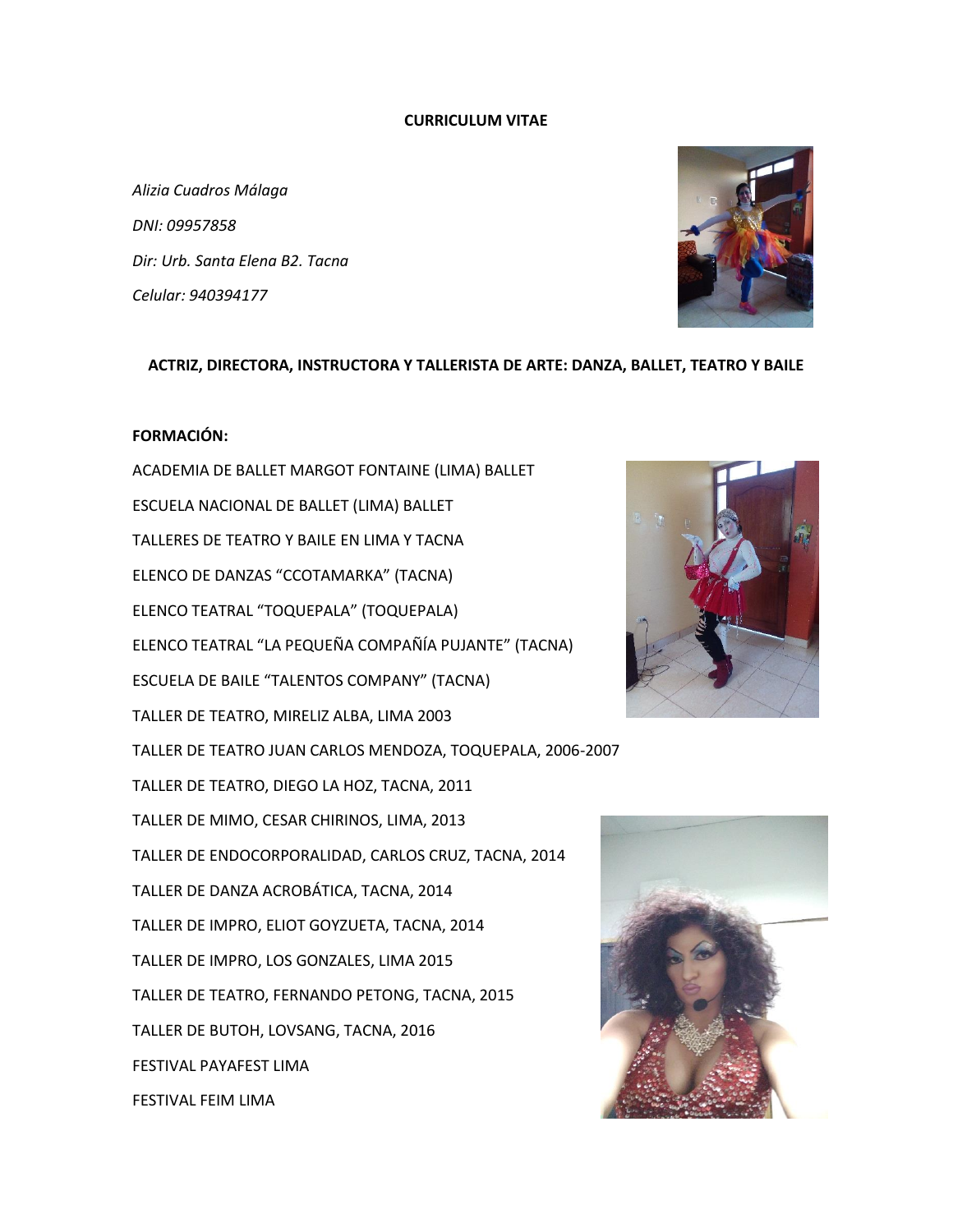**CURRICULUM VITAE**

*Alizia Cuadros Málaga*

*DNI: 09957858*

*Dir: Urb. Santa Elena B2. Tacna*

*Celular: 940394177*

**ACTRIZ, DIRECTORA, INSTRUCTORA Y TALLERISTA DE ARTE: DANZA, BALLET, TEATRO Y BAILE**

**FORMACIÓN:**

ACADEMIA DE BALLET MARGOT FONTAINE (LIMA) BALLET

ESCUELA NACIONAL DE BALLET (LIMA) BALLET

TALLERES DE TEATRO Y BAILE EN LIMA Y TACNA

ELENCO DE DANZAS "CCOTAMARKA" (TACNA)

ELENCO TEATRAL "TOQUEPALA" (TOQUEPALA)

ELENCO TEATRAL "LA PEQUEÑA COMPAÑÍA PUJANTE" (TACNA)

ESCUELA DE BAILE "TALENTOS COMPANY" (TACNA)

TALLER DE TEATRO, MIRELIZ ALBA, LIMA 2003

TALLER DE TEATRO JUAN CARLOS MENDOZA, TOQUEPALA, 2006-2007

TALLER DE TEATRO, DIEGO LA HOZ, TACNA, 2011

TALLER DE MIMO, CESAR CHIRINOS, LIMA, 2013

TALLER DE ENDOCORPORALIDAD, CARLOS CRUZ, TACNA, 2014

TALLER DE DANZA ACROBÁTICA, TACNA, 2014

TALLER DE IMPRO, ELIOT GOYZUETA, TACNA, 2014

TALLER DE IMPRO, LOS GONZALES, LIMA 2015

TALLER DE TEATRO, FERNANDO PETONG, TACNA, 2015

TALLER DE BUTOH, LOVSANG, TACNA, 2016

FESTIVAL PAYAFEST LIMA

FESTIVAL FEIM LIMA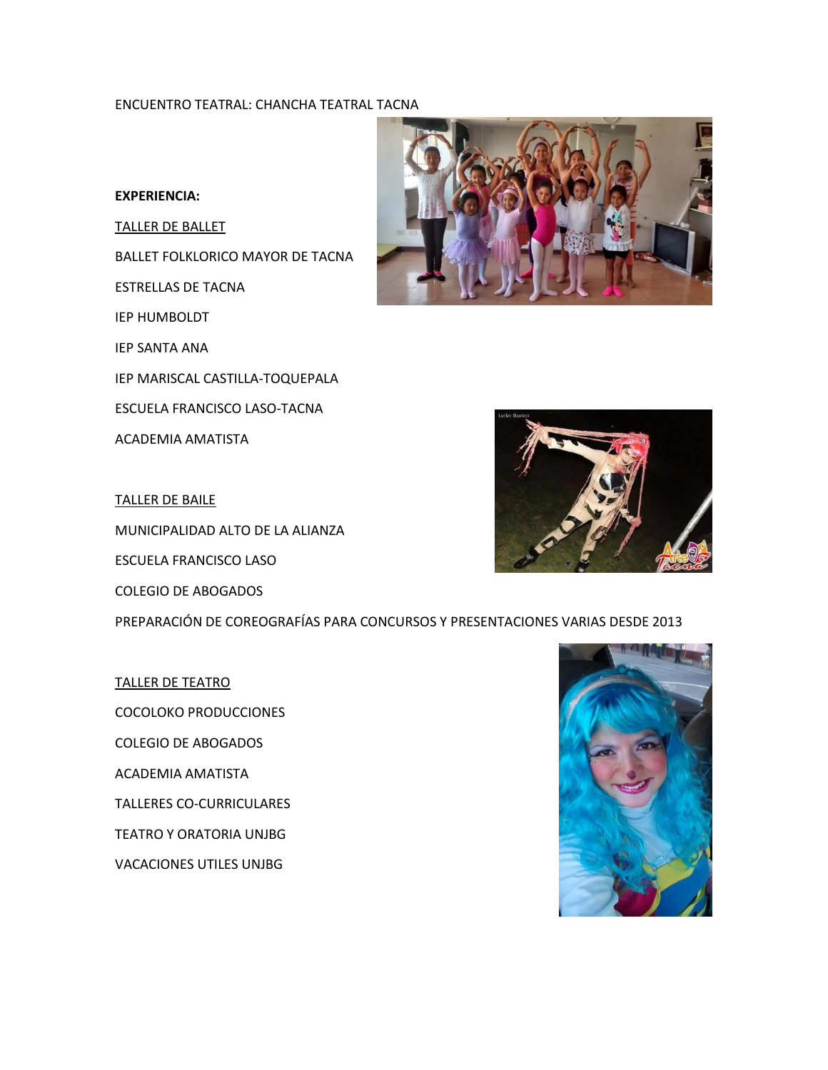ENCUENTRO TEATRAL: CHANCHA TEATRAL TACNA

**EXPERIENCIA:**

<u>TALLER DE BALLET</u>

BALLET FOLKLORICO MAYOR DE TACNA

ESTRELLAS DE TACNA

IEP HUMBOLDT

IEP SANTA ANA

IEP MARISCAL CASTILLA-TOQUEPALA

ESCUELA FRANCISCO LASO-TACNA

ACADEMIA AMATISTA

<u>TALLER DE BAILE</u>

MUNICIPALIDAD ALTO DE LA ALIANZA

ESCUELA FRANCISCO LASO

COLEGIO DE ABOGADOS

PREPARACIÓN DE COREOGRAFÍAS PARA CONCURSOS Y PRESENTACIONES VARIAS DESDE 2013

<u>TALLER DE TEATRO</u>

COCOLOKO PRODUCCIONES

COLEGIO DE ABOGADOS

ACADEMIA AMATISTA

TALLERES CO-CURRICULARES

TEATRO Y ORATORIA UNJBG

VACACIONES UTILES UNJBG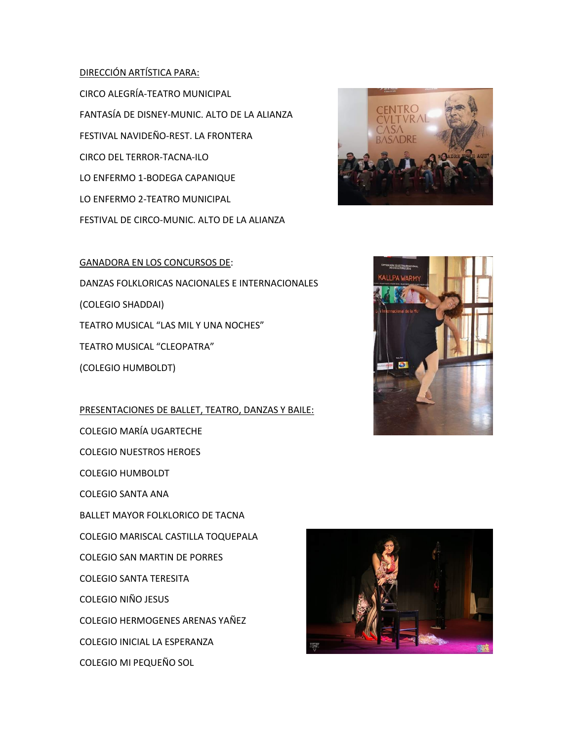<u>DIRECCIÓN ARTÍSTICA PARA:</u>

CIRCO ALEGRÍA-TEATRO MUNICIPAL

FANTASÍA DE DISNEY-MUNIC. ALTO DE LA ALIANZA

FESTIVAL NAVIDEÑO-REST. LA FRONTERA

CIRCO DEL TERROR-TACNA-ILO

LO ENFERMO 1-BODEGA CAPANIQUE

LO ENFERMO 2-TEATRO MUNICIPAL

FESTIVAL DE CIRCO-MUNIC. ALTO DE LA ALIANZA

<u>GANADORA EN LOS CONCURSOS DE</u>:

DANZAS FOLKLORICAS NACIONALES E INTERNACIONALES

(COLEGIO SHADDAI)

TEATRO MUSICAL "LAS MIL Y UNA NOCHES"

TEATRO MUSICAL "CLEOPATRA"

(COLEGIO HUMBOLDT)

<u>PRESENTACIONES DE BALLET, TEATRO, DANZAS Y BAILE:</u>

COLEGIO MARÍA UGARTECHE

COLEGIO NUESTROS HEROES

COLEGIO HUMBOLDT

COLEGIO SANTA ANA

BALLET MAYOR FOLKLORICO DE TACNA

COLEGIO MARISCAL CASTILLA TOQUEPALA

COLEGIO SAN MARTIN DE PORRES

COLEGIO SANTA TERESITA

COLEGIO NIÑO JESUS

COLEGIO HERMOGENES ARENAS YAÑEZ

COLEGIO INICIAL LA ESPERANZA

COLEGIO MI PEQUEÑO SOL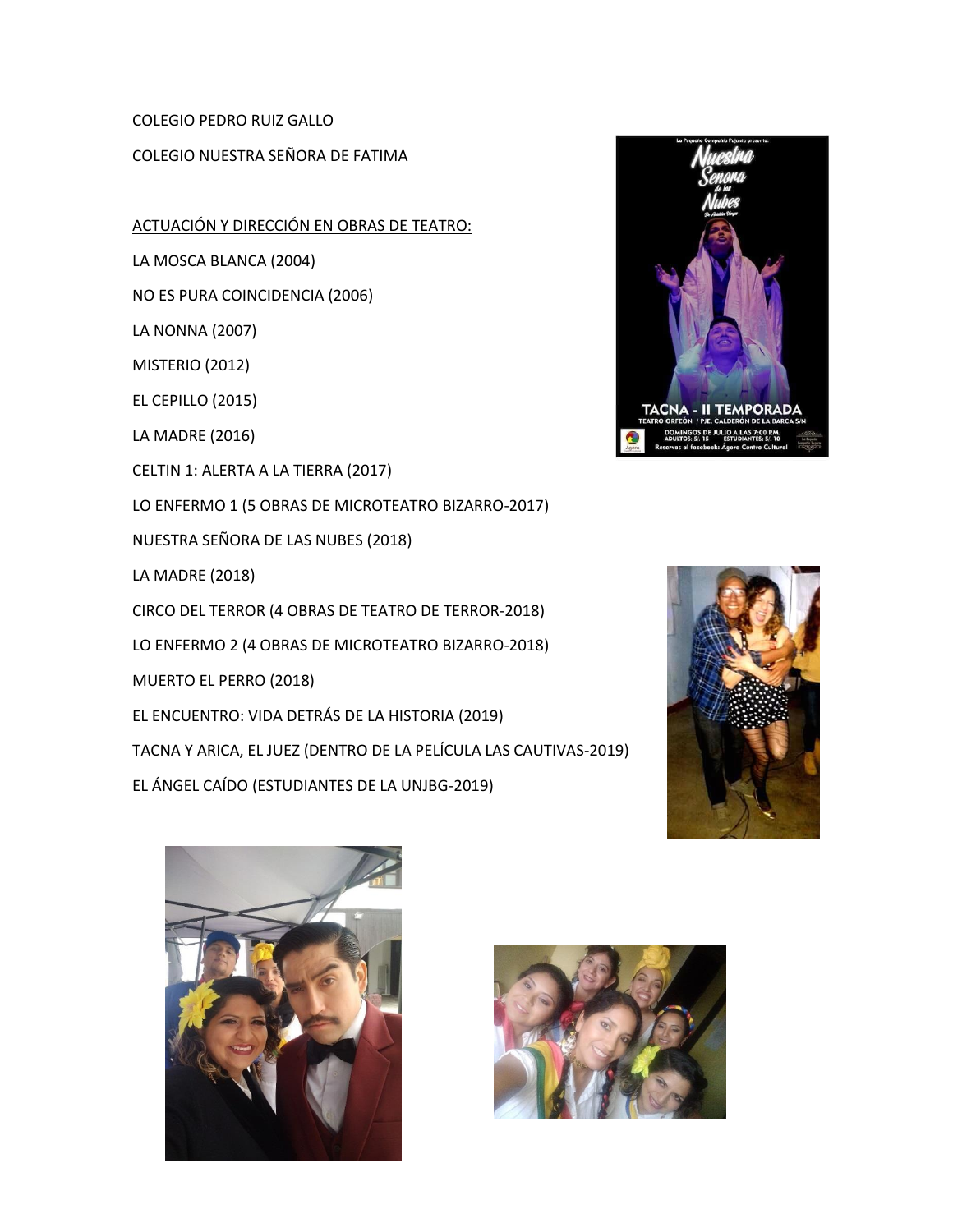COLEGIO PEDRO RUIZ GALLO

COLEGIO NUESTRA SEÑORA DE FATIMA

ACTUACIÓN Y DIRECCIÓN EN OBRAS DE TEATRO:

LA MOSCA BLANCA (2004)

NO ES PURA COINCIDENCIA (2006)

LA NONNA (2007)

MISTERIO (2012)

EL CEPILLO (2015)

LA MADRE (2016)

CELTIN 1: ALERTA A LA TIERRA (2017)

LO ENFERMO 1 (5 OBRAS DE MICROTEATRO BIZARRO-2017)

NUESTRA SEÑORA DE LAS NUBES (2018)

LA MADRE (2018)

CIRCO DEL TERROR (4 OBRAS DE TEATRO DE TERROR-2018)

LO ENFERMO 2 (4 OBRAS DE MICROTEATRO BIZARRO-2018)

MUERTO EL PERRO (2018)

EL ENCUENTRO: VIDA DETRÁS DE LA HISTORIA (2019)

TACNA Y ARICA, EL JUEZ (DENTRO DE LA PELÍCULA LAS CAUTIVAS-2019)

EL ÁNGEL CAÍDO (ESTUDIANTES DE LA UNJBG-2019)